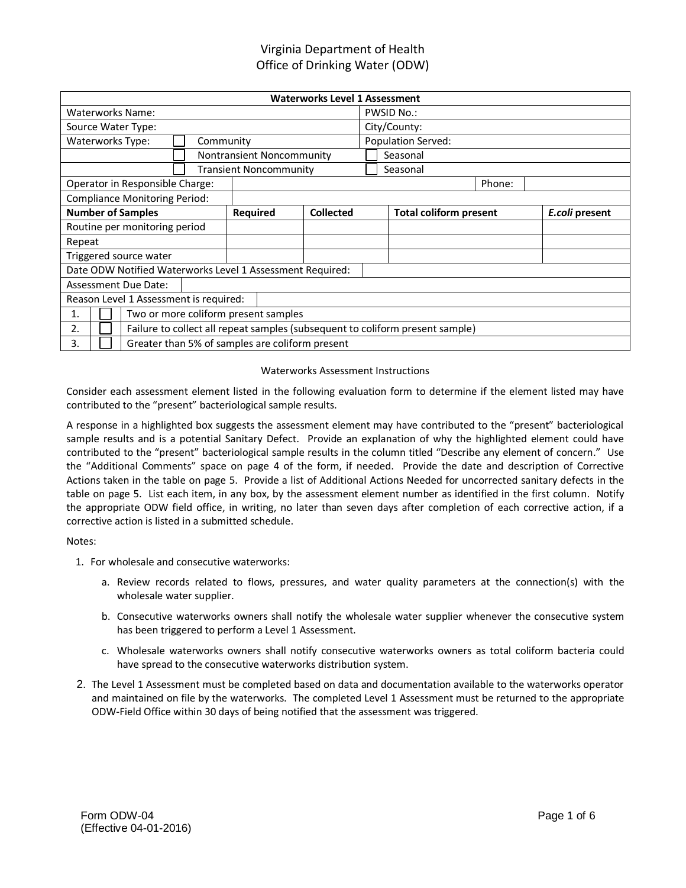Virginia Department of Health
Office of Drinking Water (ODW)

| Waterworks Level 1 Assessment | | | | |
|---|---|---|---|---|
| Waterworks Name: | | | PWSID No.: | |
| Source Water Type: | | | City/County: | |
| Waterworks Type: | ☐ Community | | Population Served: | |
| | ☐ Nontransient Noncommunity | | ☐ Seasonal | |
| | ☐ Transient Noncommunity | | ☐ Seasonal | |
| Operator in Responsible Charge: | | | Phone: | |
| Compliance Monitoring Period: | | | | |
| **Number of Samples** | **Required** | **Collected** | **Total coliform present** | ***E.coli* present** |
| Routine per monitoring period | | | | |
| Repeat | | | | |
| Triggered source water | | | | |
| Date ODW Notified Waterworks Level 1 Assessment Required: | | | | |
| Assessment Due Date: | | | | |
| Reason Level 1 Assessment is required: | | | | |
| 1. | ☐ | Two or more coliform present samples | | |
| 2. | ☐ | Failure to collect all repeat samples (subsequent to coliform present sample) | | |
| 3. | ☐ | Greater than 5% of samples are coliform present | | |

Waterworks Assessment Instructions

Consider each assessment element listed in the following evaluation form to determine if the element listed may have contributed to the "present" bacteriological sample results.

A response in a highlighted box suggests the assessment element may have contributed to the "present" bacteriological sample results and is a potential Sanitary Defect. Provide an explanation of why the highlighted element could have contributed to the "present" bacteriological sample results in the column titled "Describe any element of concern." Use the "Additional Comments" space on page 4 of the form, if needed. Provide the date and description of Corrective Actions taken in the table on page 5. Provide a list of Additional Actions Needed for uncorrected sanitary defects in the table on page 5. List each item, in any box, by the assessment element number as identified in the first column. Notify the appropriate ODW field office, in writing, no later than seven days after completion of each corrective action, if a corrective action is listed in a submitted schedule.

Notes:

1. For wholesale and consecutive waterworks:
   a. Review records related to flows, pressures, and water quality parameters at the connection(s) with the wholesale water supplier.
   b. Consecutive waterworks owners shall notify the wholesale water supplier whenever the consecutive system has been triggered to perform a Level 1 Assessment.
   c. Wholesale waterworks owners shall notify consecutive waterworks owners as total coliform bacteria could have spread to the consecutive waterworks distribution system.
2. The Level 1 Assessment must be completed based on data and documentation available to the waterworks operator and maintained on file by the waterworks. The completed Level 1 Assessment must be returned to the appropriate ODW-Field Office within 30 days of being notified that the assessment was triggered.

Form ODW-04
(Effective 04-01-2016)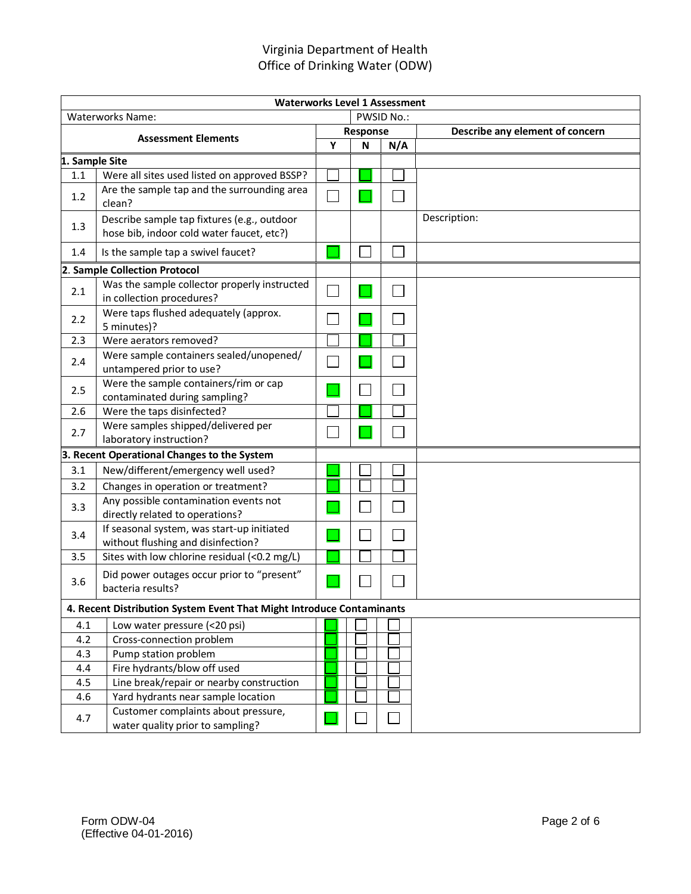Virginia Department of Health
Office of Drinking Water (ODW)

| Waterworks Level 1 Assessment | | | | | |
|---|---|---|---|---|---|
| Waterworks Name: | | | PWSID No.: | | |
| **Assessment Elements** | | **Response** | | | **Describe any element of concern** |
| | | **Y** | **N** | **N/A** | |
| **1. Sample Site** | | | | | |
| 1.1 | Were all sites used listed on approved BSSP? | ☐ | ☒ | ☐ | |
| 1.2 | Are the sample tap and the surrounding area clean? | ☐ | ☒ | ☐ | |
| 1.3 | Describe sample tap fixtures (e.g., outdoor hose bib, indoor cold water faucet, etc?) | | | | Description: |
| 1.4 | Is the sample tap a swivel faucet? | ☒ | ☐ | ☐ | |
| **2. Sample Collection Protocol** | | | | | |
| 2.1 | Was the sample collector properly instructed in collection procedures? | ☐ | ☒ | ☐ | |
| 2.2 | Were taps flushed adequately (approx. 5 minutes)? | ☐ | ☒ | ☐ | |
| 2.3 | Were aerators removed? | ☐ | ☒ | ☐ | |
| 2.4 | Were sample containers sealed/unopened/ untampered prior to use? | ☐ | ☒ | ☐ | |
| 2.5 | Were the sample containers/rim or cap contaminated during sampling? | ☒ | ☐ | ☐ | |
| 2.6 | Were the taps disinfected? | ☐ | ☒ | ☐ | |
| 2.7 | Were samples shipped/delivered per laboratory instruction? | ☐ | ☒ | ☐ | |
| **3. Recent Operational Changes to the System** | | | | | |
| 3.1 | New/different/emergency well used? | ☒ | ☐ | ☐ | |
| 3.2 | Changes in operation or treatment? | ☒ | ☐ | ☐ | |
| 3.3 | Any possible contamination events not directly related to operations? | ☒ | ☐ | ☐ | |
| 3.4 | If seasonal system, was start-up initiated without flushing and disinfection? | ☒ | ☐ | ☐ | |
| 3.5 | Sites with low chlorine residual (<0.2 mg/L) | ☒ | ☐ | ☐ | |
| 3.6 | Did power outages occur prior to "present" bacteria results? | ☒ | ☐ | ☐ | |
| **4. Recent Distribution System Event That Might Introduce Contaminants** | | | | | |
| 4.1 | Low water pressure (<20 psi) | ☒ | ☐ | ☐ | |
| 4.2 | Cross-connection problem | ☒ | ☐ | ☐ | |
| 4.3 | Pump station problem | ☒ | ☐ | ☐ | |
| 4.4 | Fire hydrants/blow off used | ☒ | ☐ | ☐ | |
| 4.5 | Line break/repair or nearby construction | ☒ | ☐ | ☐ | |
| 4.6 | Yard hydrants near sample location | ☒ | ☐ | ☐ | |
| 4.7 | Customer complaints about pressure, water quality prior to sampling? | ☒ | ☐ | ☐ | |

Form ODW-04
(Effective 04-01-2016)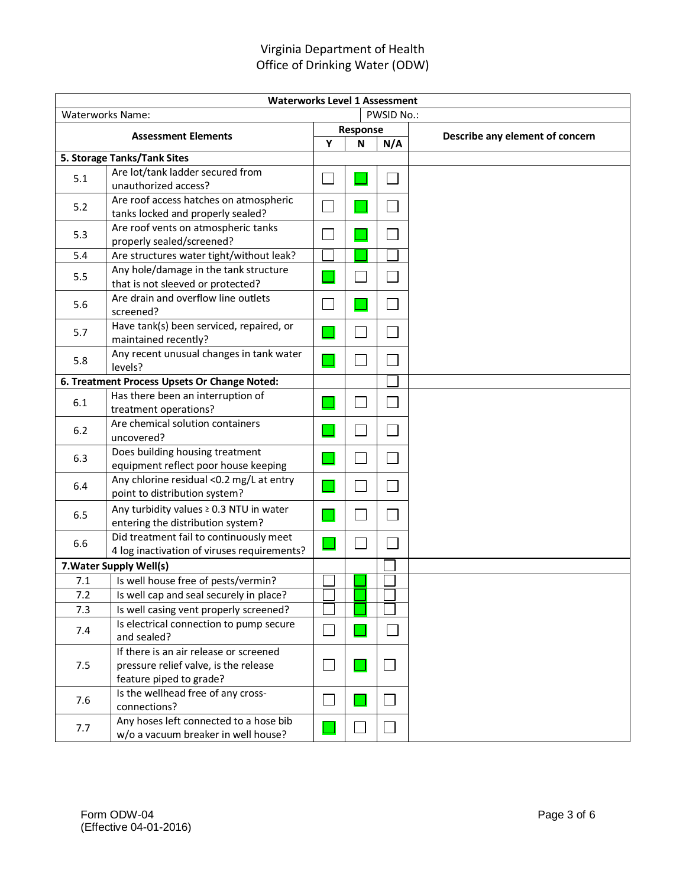Virginia Department of Health
Office of Drinking Water (ODW)

| **Waterworks Level 1 Assessment** | | | | | |
|---|---|---|---|---|---|
| Waterworks Name: | | | PWSID No.: | | |
| **Assessment Elements** | | **Response** | | | **Describe any element of concern** |
| | | **Y** | **N** | **N/A** | |
| **5. Storage Tanks/Tank Sites** | | | | | |
| 5.1 | Are lot/tank ladder secured from unauthorized access? | ☐ | ☒ | ☐ | |
| 5.2 | Are roof access hatches on atmospheric tanks locked and properly sealed? | ☐ | ☒ | ☐ | |
| 5.3 | Are roof vents on atmospheric tanks properly sealed/screened? | ☐ | ☒ | ☐ | |
| 5.4 | Are structures water tight/without leak? | ☐ | ☒ | ☐ | |
| 5.5 | Any hole/damage in the tank structure that is not sleeved or protected? | ☒ | ☐ | ☐ | |
| 5.6 | Are drain and overflow line outlets screened? | ☐ | ☒ | ☐ | |
| 5.7 | Have tank(s) been serviced, repaired, or maintained recently? | ☒ | ☐ | ☐ | |
| 5.8 | Any recent unusual changes in tank water levels? | ☒ | ☐ | ☐ | |
| **6. Treatment Process Upsets Or Change Noted:** | | | | ☐ | |
| 6.1 | Has there been an interruption of treatment operations? | ☒ | ☐ | ☐ | |
| 6.2 | Are chemical solution containers uncovered? | ☒ | ☐ | ☐ | |
| 6.3 | Does building housing treatment equipment reflect poor house keeping | ☒ | ☐ | ☐ | |
| 6.4 | Any chlorine residual <0.2 mg/L at entry point to distribution system? | ☒ | ☐ | ☐ | |
| 6.5 | Any turbidity values ≥ 0.3 NTU in water entering the distribution system? | ☒ | ☐ | ☐ | |
| 6.6 | Did treatment fail to continuously meet 4 log inactivation of viruses requirements? | ☒ | ☐ | ☐ | |
| **7.Water Supply Well(s)** | | | | ☐ | |
| 7.1 | Is well house free of pests/vermin? | ☐ | ☒ | ☐ | |
| 7.2 | Is well cap and seal securely in place? | ☐ | ☒ | ☐ | |
| 7.3 | Is well casing vent properly screened? | ☐ | ☒ | ☐ | |
| 7.4 | Is electrical connection to pump secure and sealed? | ☐ | ☒ | ☐ | |
| 7.5 | If there is an air release or screened pressure relief valve, is the release feature piped to grade? | ☐ | ☒ | ☐ | |
| 7.6 | Is the wellhead free of any cross-connections? | ☐ | ☒ | ☐ | |
| 7.7 | Any hoses left connected to a hose bib w/o a vacuum breaker in well house? | ☒ | ☐ | ☐ | |

Form ODW-04
(Effective 04-01-2016)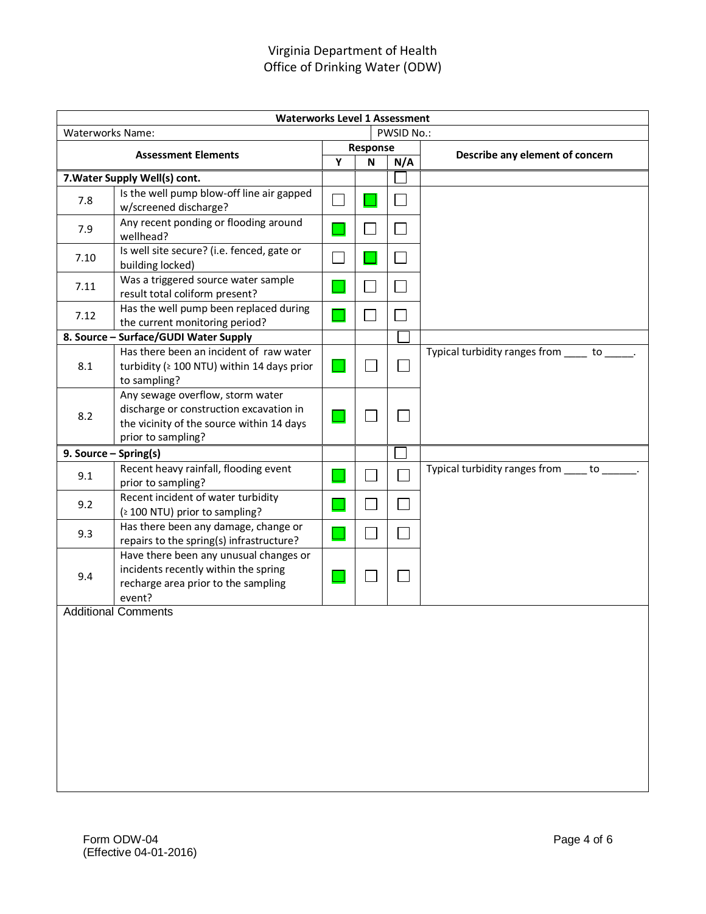Virginia Department of Health
Office of Drinking Water (ODW)

| Waterworks Level 1 Assessment | | | | | |
|---|---|---|---|---|---|
| Waterworks Name: | | PWSID No.: | | | |
| **Assessment Elements** | | **Response** | | | **Describe any element of concern** |
| | | **Y** | **N** | **N/A** | |
| **7.Water Supply Well(s) cont.** | | | | ☐ | |
| 7.8 | Is the well pump blow-off line air gapped w/screened discharge? | ☐ | ■ | ☐ | |
| 7.9 | Any recent ponding or flooding around wellhead? | ■ | ☐ | ☐ | |
| 7.10 | Is well site secure? (i.e. fenced, gate or building locked) | ☐ | ■ | ☐ | |
| 7.11 | Was a triggered source water sample result total coliform present? | ■ | ☐ | ☐ | |
| 7.12 | Has the well pump been replaced during the current monitoring period? | ■ | ☐ | ☐ | |
| **8. Source – Surface/GUDI Water Supply** | | | | ☐ | |
| 8.1 | Has there been an incident of raw water turbidity (≥ 100 NTU) within 14 days prior to sampling? | ■ | ☐ | ☐ | Typical turbidity ranges from ____ to _____. |
| 8.2 | Any sewage overflow, storm water discharge or construction excavation in the vicinity of the source within 14 days prior to sampling? | ■ | ☐ | ☐ | |
| **9. Source – Spring(s)** | | | | ☐ | |
| 9.1 | Recent heavy rainfall, flooding event prior to sampling? | ■ | ☐ | ☐ | Typical turbidity ranges from ____ to ______. |
| 9.2 | Recent incident of water turbidity (≥ 100 NTU) prior to sampling? | ■ | ☐ | ☐ | |
| 9.3 | Has there been any damage, change or repairs to the spring(s) infrastructure? | ■ | ☐ | ☐ | |
| 9.4 | Have there been any unusual changes or incidents recently within the spring recharge area prior to the sampling event? | ■ | ☐ | ☐ | |

Additional Comments

Form ODW-04
(Effective 04-01-2016)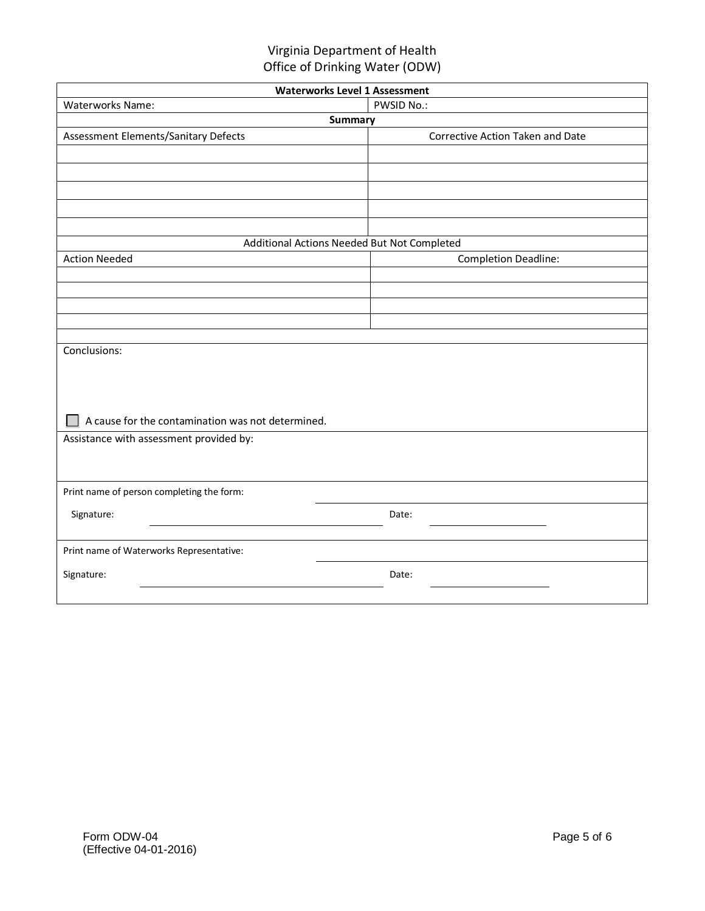Virginia Department of Health
Office of Drinking Water (ODW)

| Waterworks Level 1 Assessment | |
|---|---|
| Waterworks Name: | PWSID No.: |
| **Summary** | |
| Assessment Elements/Sanitary Defects | Corrective Action Taken and Date |
| | |
| | |
| | |
| | |
| | |
| Additional Actions Needed But Not Completed | |
| Action Needed | Completion Deadline: |
| | |
| | |
| | |
| | |

Conclusions:

☐ A cause for the contamination was not determined.

Assistance with assessment provided by:

Print name of person completing the form: ______________________

Signature: ______________________ Date: ______________

Print name of Waterworks Representative: ______________________

Signature: ______________________ Date: ______________

Form ODW-04
(Effective 04-01-2016)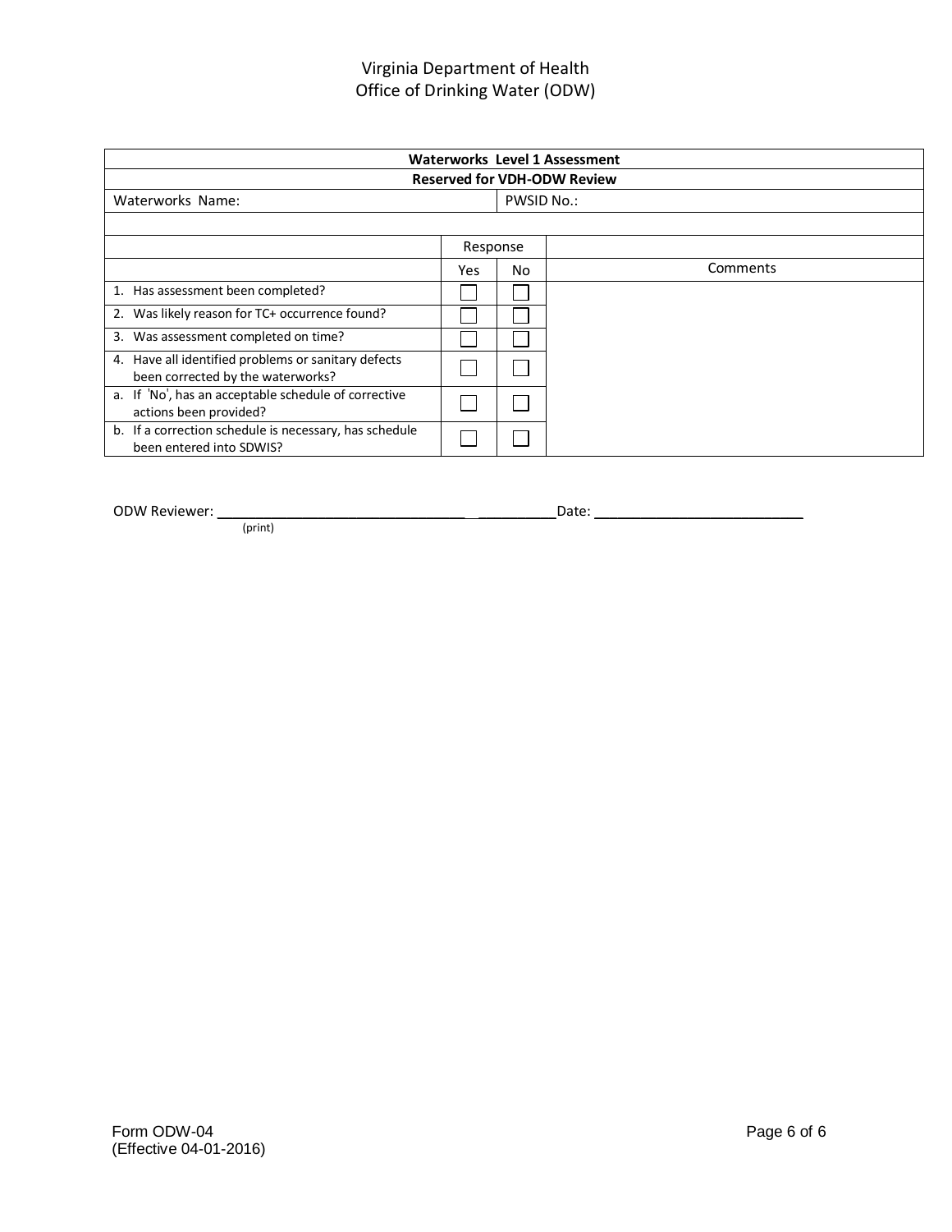Virginia Department of Health
Office of Drinking Water (ODW)

| Waterworks Level 1 Assessment | | | |
|---|---|---|---|
| **Reserved for VDH-ODW Review** | | | |
| Waterworks Name: | | PWSID No.: | |
| | | | |
| | Response | | |
| | Yes | No | Comments |
| 1. Has assessment been completed? | ☐ | ☐ | |
| 2. Was likely reason for TC+ occurrence found? | ☐ | ☐ | |
| 3. Was assessment completed on time? | ☐ | ☐ | |
| 4. Have all identified problems or sanitary defects been corrected by the waterworks? | ☐ | ☐ | |
| a. If 'No', has an acceptable schedule of corrective actions been provided? | ☐ | ☐ | |
| b. If a correction schedule is necessary, has schedule been entered into SDWIS? | ☐ | ☐ | |

ODW Reviewer: ______________________________________ Date: ______________________________
(print)

Form ODW-04
(Effective 04-01-2016)